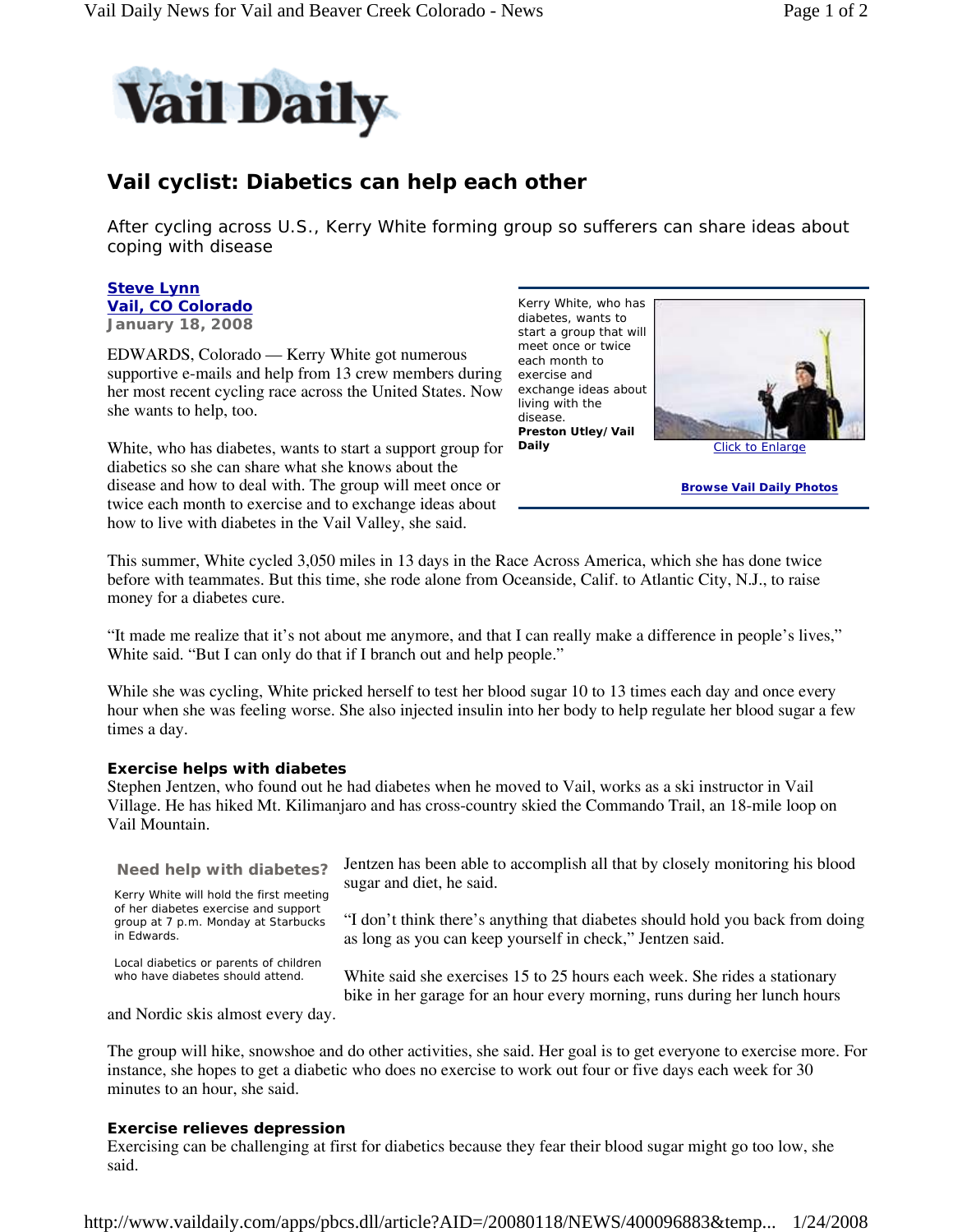# Vail cyclist: Diabetics can help each other

After cycling across U.S., Kerry White forming group so sufferers can share ideas about coping with disease

**Steve Lynn**
**Vail, CO Colorado**
January 18, 2008

EDWARDS, Colorado — Kerry White got numerous supportive e-mails and help from 13 crew members during her most recent cycling race across the United States. Now she wants to help, too.

Kerry White, who has diabetes, wants to start a group that will meet once or twice each month to exercise and exchange ideas about living with the disease.
**Preston Utley/ Vail Daily**

Click to Enlarge

**Browse Vail Daily Photos**

White, who has diabetes, wants to start a support group for diabetics so she can share what she knows about the disease and how to deal with. The group will meet once or twice each month to exercise and to exchange ideas about how to live with diabetes in the Vail Valley, she said.

This summer, White cycled 3,050 miles in 13 days in the Race Across America, which she has done twice before with teammates. But this time, she rode alone from Oceanside, Calif. to Atlantic City, N.J., to raise money for a diabetes cure.

"It made me realize that it's not about me anymore, and that I can really make a difference in people's lives," White said. "But I can only do that if I branch out and help people."

While she was cycling, White pricked herself to test her blood sugar 10 to 13 times each day and once every hour when she was feeling worse. She also injected insulin into her body to help regulate her blood sugar a few times a day.

### Exercise helps with diabetes

Stephen Jentzen, who found out he had diabetes when he moved to Vail, works as a ski instructor in Vail Village. He has hiked Mt. Kilimanjaro and has cross-country skied the Commando Trail, an 18-mile loop on Vail Mountain.

Jentzen has been able to accomplish all that by closely monitoring his blood sugar and diet, he said.

"I don't think there's anything that diabetes should hold you back from doing as long as you can keep yourself in check," Jentzen said.

White said she exercises 15 to 25 hours each week. She rides a stationary bike in her garage for an hour every morning, runs during her lunch hours and Nordic skis almost every day.

**Need help with diabetes?**

Kerry White will hold the first meeting of her diabetes exercise and support group at 7 p.m. Monday at Starbucks in Edwards.

Local diabetics or parents of children who have diabetes should attend.

The group will hike, snowshoe and do other activities, she said. Her goal is to get everyone to exercise more. For instance, she hopes to get a diabetic who does no exercise to work out four or five days each week for 30 minutes to an hour, she said.

### Exercise relieves depression

Exercising can be challenging at first for diabetics because they fear their blood sugar might go too low, she said.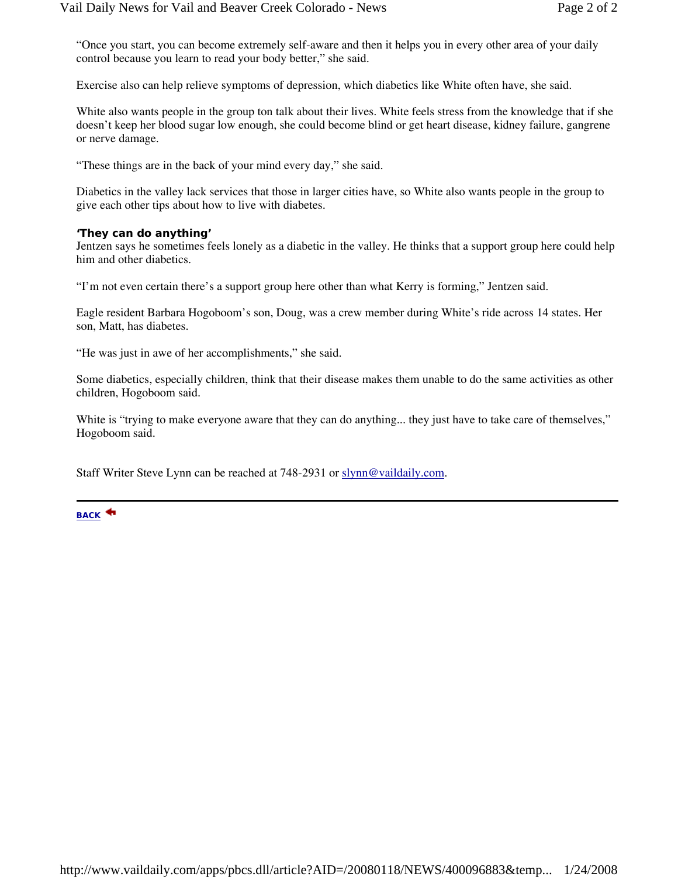"Once you start, you can become extremely self-aware and then it helps you in every other area of your daily control because you learn to read your body better," she said.

Exercise also can help relieve symptoms of depression, which diabetics like White often have, she said.

White also wants people in the group ton talk about their lives. White feels stress from the knowledge that if she doesn't keep her blood sugar low enough, she could become blind or get heart disease, kidney failure, gangrene or nerve damage.

"These things are in the back of your mind every day," she said.

Diabetics in the valley lack services that those in larger cities have, so White also wants people in the group to give each other tips about how to live with diabetes.

**'They can do anything'**

Jentzen says he sometimes feels lonely as a diabetic in the valley. He thinks that a support group here could help him and other diabetics.

"I'm not even certain there's a support group here other than what Kerry is forming," Jentzen said.

Eagle resident Barbara Hogoboom's son, Doug, was a crew member during White's ride across 14 states. Her son, Matt, has diabetes.

"He was just in awe of her accomplishments," she said.

Some diabetics, especially children, think that their disease makes them unable to do the same activities as other children, Hogoboom said.

White is "trying to make everyone aware that they can do anything... they just have to take care of themselves," Hogoboom said.

Staff Writer Steve Lynn can be reached at 748-2931 or slynn@vaildaily.com.

---

BACK